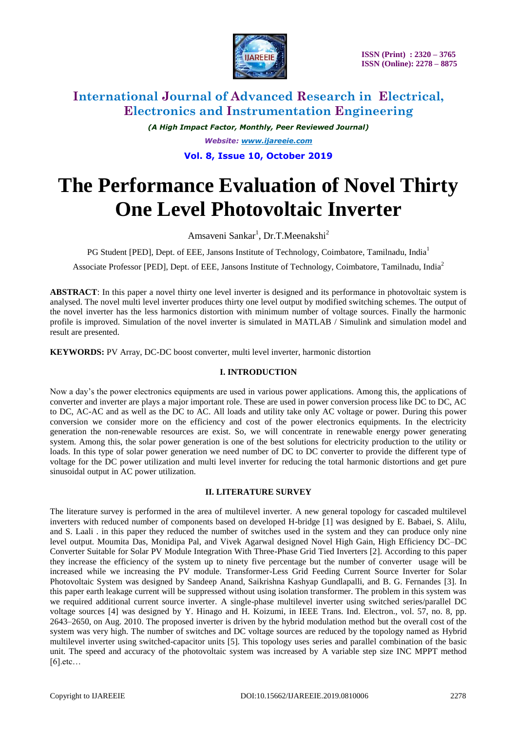# The Performance Evaluation of Novel Thirty One Level Photovoltaic Inverter

Amsaveni Sankar[1], Dr.T.Meenakshi[2]

PG Student [PED], Dept. of EEE, Jansons Institute of Technology, Coimbatore, Tamilnadu, India[1]

Associate Professor [PED], Dept. of EEE, Jansons Institute of Technology, Coimbatore, Tamilnadu, India[2]

**ABSTRACT**: In this paper a novel thirty one level inverter is designed and its performance in photovoltaic system is analysed. The novel multi level inverter produces thirty one level output by modified switching schemes. The output of the novel inverter has the less harmonics distortion with minimum number of voltage sources. Finally the harmonic profile is improved. Simulation of the novel inverter is simulated in MATLAB / Simulink and simulation model and result are presented.

**KEYWORDS:** PV Array, DC-DC boost converter, multi level inverter, harmonic distortion

## I. INTRODUCTION

Now a day's the power electronics equipments are used in various power applications. Among this, the applications of converter and inverter are plays a major important role. These are used in power conversion process like DC to DC, AC to DC, AC-AC and as well as the DC to AC. All loads and utility take only AC voltage or power. During this power conversion we consider more on the efficiency and cost of the power electronics equipments. In the electricity generation the non-renewable resources are exist. So, we will concentrate in renewable energy power generating system. Among this, the solar power generation is one of the best solutions for electricity production to the utility or loads. In this type of solar power generation we need number of DC to DC converter to provide the different type of voltage for the DC power utilization and multi level inverter for reducing the total harmonic distortions and get pure sinusoidal output in AC power utilization.

## II. LITERATURE SURVEY

The literature survey is performed in the area of multilevel inverter. A new general topology for cascaded multilevel inverters with reduced number of components based on developed H-bridge [1] was designed by E. Babaei, S. Alilu, and S. Laali . in this paper they reduced the number of switches used in the system and they can produce only nine level output. Moumita Das, Monidipa Pal, and Vivek Agarwal designed Novel High Gain, High Efficiency DC–DC Converter Suitable for Solar PV Module Integration With Three-Phase Grid Tied Inverters [2]. According to this paper they increase the efficiency of the system up to ninety five percentage but the number of converter usage will be increased while we increasing the PV module. Transformer-Less Grid Feeding Current Source Inverter for Solar Photovoltaic System was designed by Sandeep Anand, Saikrishna Kashyap Gundlapalli, and B. G. Fernandes [3]. In this paper earth leakage current will be suppressed without using isolation transformer. The problem in this system was we required additional current source inverter. A single-phase multilevel inverter using switched series/parallel DC voltage sources [4] was designed by Y. Hinago and H. Koizumi, in IEEE Trans. Ind. Electron., vol. 57, no. 8, pp. 2643–2650, on Aug. 2010. The proposed inverter is driven by the hybrid modulation method but the overall cost of the system was very high. The number of switches and DC voltage sources are reduced by the topology named as Hybrid multilevel inverter using switched-capacitor units [5]. This topology uses series and parallel combination of the basic unit. The speed and accuracy of the photovoltaic system was increased by A variable step size INC MPPT method [6].etc…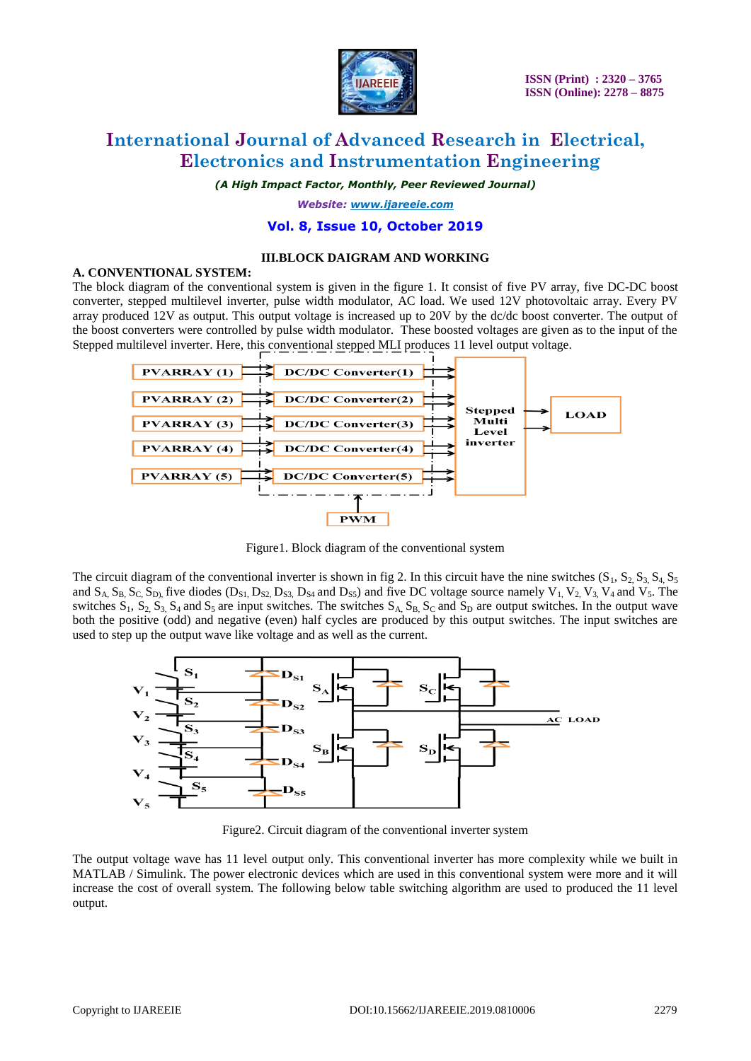### III.BLOCK DAIGRAM AND WORKING

**A. CONVENTIONAL SYSTEM:**

The block diagram of the conventional system is given in the figure 1. It consist of five PV array, five DC-DC boost converter, stepped multilevel inverter, pulse width modulator, AC load. We used 12V photovoltaic array. Every PV array produced 12V as output. This output voltage is increased up to 20V by the dc/dc boost converter. The output of the boost converters were controlled by pulse width modulator. These boosted voltages are given as to the input of the Stepped multilevel inverter. Here, this conventional stepped MLI produces 11 level output voltage.

Figure1. Block diagram of the conventional system

The circuit diagram of the conventional inverter is shown in fig 2. In this circuit have the nine switches ($S_1$, $S_2$, $S_3$, $S_4$, $S_5$ and $S_A$, $S_B$, $S_C$, $S_D$), five diodes ($D_{S1}$, $D_{S2}$, $D_{S3}$, $D_{S4}$ and $D_{S5}$) and five DC voltage source namely $V_1$, $V_2$, $V_3$, $V_4$ and $V_5$. The switches $S_1$, $S_2$, $S_3$, $S_4$ and $S_5$ are input switches. The switches $S_A$, $S_B$, $S_C$ and $S_D$ are output switches. In the output wave both the positive (odd) and negative (even) half cycles are produced by this output switches. The input switches are used to step up the output wave like voltage and as well as the current.

Figure2. Circuit diagram of the conventional inverter system

The output voltage wave has 11 level output only. This conventional inverter has more complexity while we built in MATLAB / Simulink. The power electronic devices which are used in this conventional system were more and it will increase the cost of overall system. The following below table switching algorithm are used to produced the 11 level output.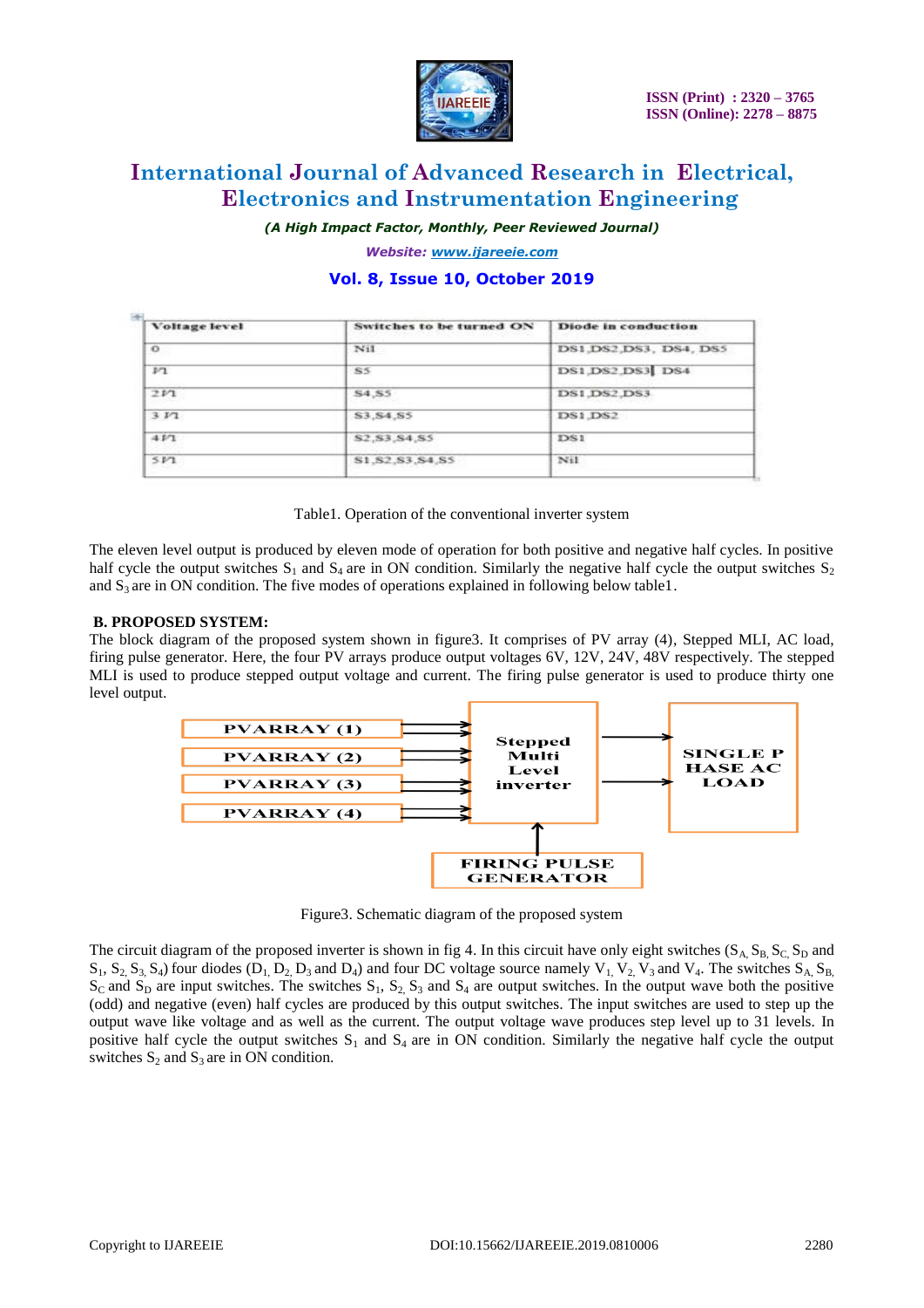| Voltage level | Switches to be turned ON | Diode in conduction |
|---|---|---|
| 0 | Nil | DS1,DS2,DS3, DS4, DS5 |
| V1 | S5 | DS1,DS2,DS3, DS4 |
| 2V1 | S4,S5 | DS1,DS2,DS3 |
| 3 V1 | S3,S4,S5 | DS1,DS2 |
| 4V1 | S2,S3,S4,S5 | DS1 |
| 5V1 | S1,S2,S3,S4,S5 | Nil |

Table1. Operation of the conventional inverter system

The eleven level output is produced by eleven mode of operation for both positive and negative half cycles. In positive half cycle the output switches $S_1$ and $S_4$ are in ON condition. Similarly the negative half cycle the output switches $S_2$ and $S_3$ are in ON condition. The five modes of operations explained in following below table1.

### B. PROPOSED SYSTEM:

The block diagram of the proposed system shown in figure3. It comprises of PV array (4), Stepped MLI, AC load, firing pulse generator. Here, the four PV arrays produce output voltages 6V, 12V, 24V, 48V respectively. The stepped MLI is used to produce stepped output voltage and current. The firing pulse generator is used to produce thirty one level output.

PVARRAY (1)
PVARRAY (2)
PVARRAY (3)
PVARRAY (4)
Stepped Multi Level inverter
SINGLE PHASE AC LOAD
FIRING PULSE GENERATOR

Figure3. Schematic diagram of the proposed system

The circuit diagram of the proposed inverter is shown in fig 4. In this circuit have only eight switches ($S_A$, $S_B$, $S_C$, $S_D$ and $S_1$, $S_2$, $S_3$, $S_4$) four diodes ($D_1$, $D_2$, $D_3$ and $D_4$) and four DC voltage source namely $V_1$, $V_2$, $V_3$ and $V_4$. The switches $S_A$, $S_B$, $S_C$ and $S_D$ are input switches. The switches $S_1$, $S_2$, $S_3$ and $S_4$ are output switches. In the output wave both the positive (odd) and negative (even) half cycles are produced by this output switches. The input switches are used to step up the output wave like voltage and as well as the current. The output voltage wave produces step level up to 31 levels. In positive half cycle the output switches $S_1$ and $S_4$ are in ON condition. Similarly the negative half cycle the output switches $S_2$ and $S_3$ are in ON condition.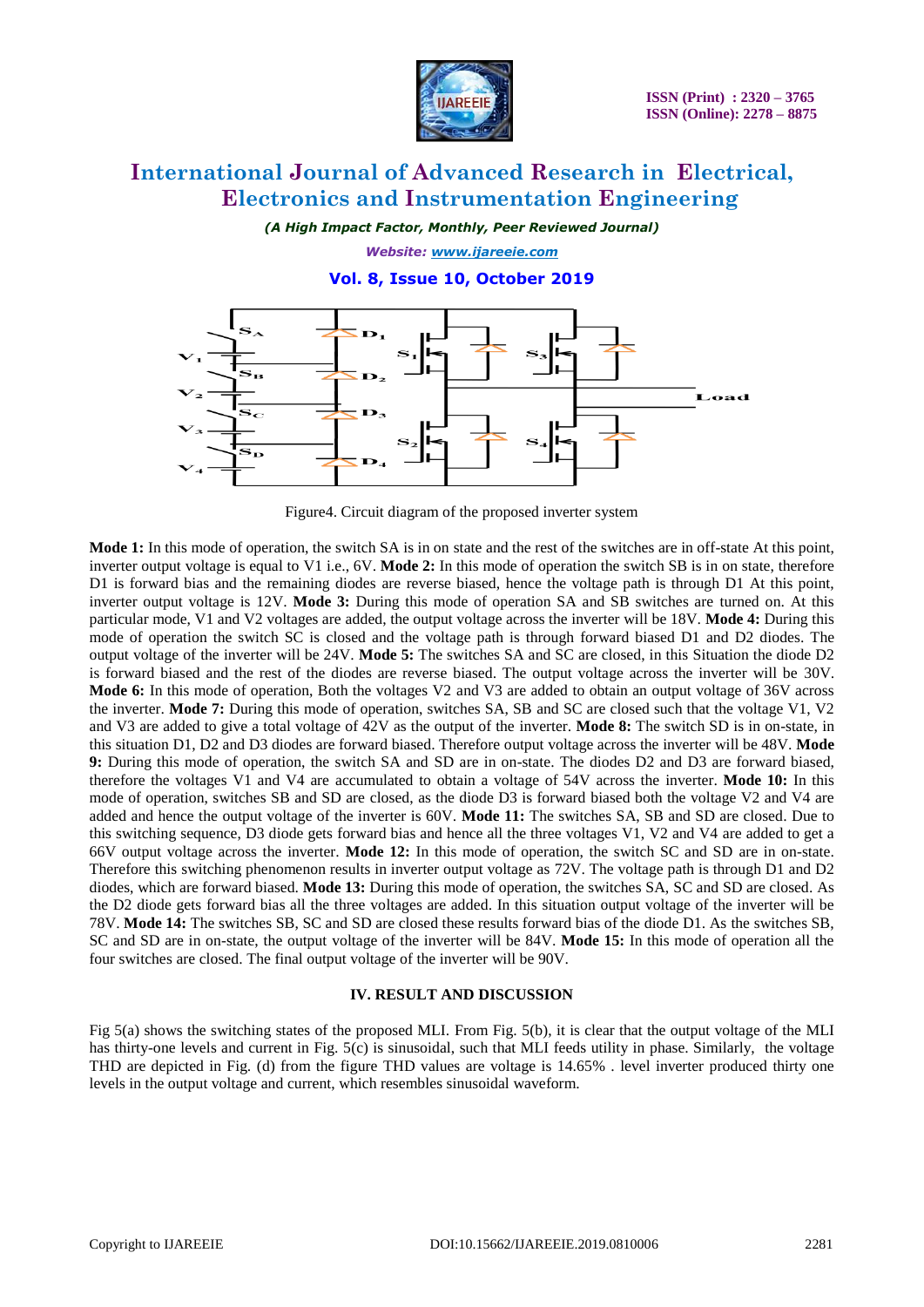Figure4. Circuit diagram of the proposed inverter system

**Mode 1:** In this mode of operation, the switch SA is in on state and the rest of the switches are in off-state At this point, inverter output voltage is equal to V1 i.e., 6V. **Mode 2:** In this mode of operation the switch SB is in on state, therefore D1 is forward bias and the remaining diodes are reverse biased, hence the voltage path is through D1 At this point, inverter output voltage is 12V. **Mode 3:** During this mode of operation SA and SB switches are turned on. At this particular mode, V1 and V2 voltages are added, the output voltage across the inverter will be 18V. **Mode 4:** During this mode of operation the switch SC is closed and the voltage path is through forward biased D1 and D2 diodes. The output voltage of the inverter will be 24V. **Mode 5:** The switches SA and SC are closed, in this Situation the diode D2 is forward biased and the rest of the diodes are reverse biased. The output voltage across the inverter will be 30V. **Mode 6:** In this mode of operation, Both the voltages V2 and V3 are added to obtain an output voltage of 36V across the inverter. **Mode 7:** During this mode of operation, switches SA, SB and SC are closed such that the voltage V1, V2 and V3 are added to give a total voltage of 42V as the output of the inverter. **Mode 8:** The switch SD is in on-state, in this situation D1, D2 and D3 diodes are forward biased. Therefore output voltage across the inverter will be 48V. **Mode 9:** During this mode of operation, the switch SA and SD are in on-state. The diodes D2 and D3 are forward biased, therefore the voltages V1 and V4 are accumulated to obtain a voltage of 54V across the inverter. **Mode 10:** In this mode of operation, switches SB and SD are closed, as the diode D3 is forward biased both the voltage V2 and V4 are added and hence the output voltage of the inverter is 60V. **Mode 11:** The switches SA, SB and SD are closed. Due to this switching sequence, D3 diode gets forward bias and hence all the three voltages V1, V2 and V4 are added to get a 66V output voltage across the inverter. **Mode 12:** In this mode of operation, the switch SC and SD are in on-state. Therefore this switching phenomenon results in inverter output voltage as 72V. The voltage path is through D1 and D2 diodes, which are forward biased. **Mode 13:** During this mode of operation, the switches SA, SC and SD are closed. As the D2 diode gets forward bias all the three voltages are added. In this situation output voltage of the inverter will be 78V. **Mode 14:** The switches SB, SC and SD are closed these results forward bias of the diode D1. As the switches SB, SC and SD are in on-state, the output voltage of the inverter will be 84V. **Mode 15:** In this mode of operation all the four switches are closed. The final output voltage of the inverter will be 90V.

## IV. RESULT AND DISCUSSION

Fig 5(a) shows the switching states of the proposed MLI. From Fig. 5(b), it is clear that the output voltage of the MLI has thirty-one levels and current in Fig. 5(c) is sinusoidal, such that MLI feeds utility in phase. Similarly, the voltage THD are depicted in Fig. (d) from the figure THD values are voltage is 14.65% . level inverter produced thirty one levels in the output voltage and current, which resembles sinusoidal waveform.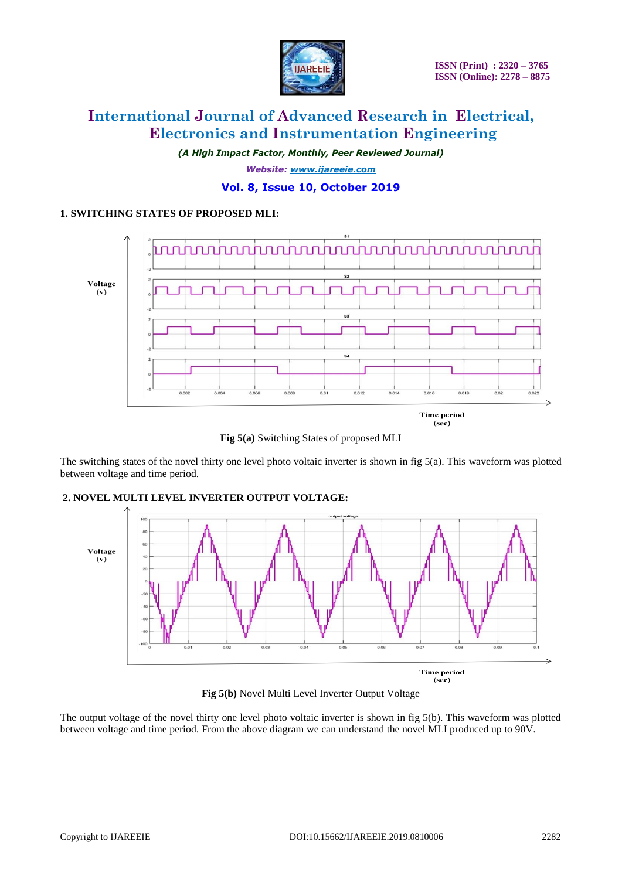### 1. SWITCHING STATES OF PROPOSED MLI:

**Fig 5(a)** Switching States of proposed MLI

The switching states of the novel thirty one level photo voltaic inverter is shown in fig 5(a). This waveform was plotted between voltage and time period.

### 2. NOVEL MULTI LEVEL INVERTER OUTPUT VOLTAGE:

**Fig 5(b)** Novel Multi Level Inverter Output Voltage

The output voltage of the novel thirty one level photo voltaic inverter is shown in fig 5(b). This waveform was plotted between voltage and time period. From the above diagram we can understand the novel MLI produced up to 90V.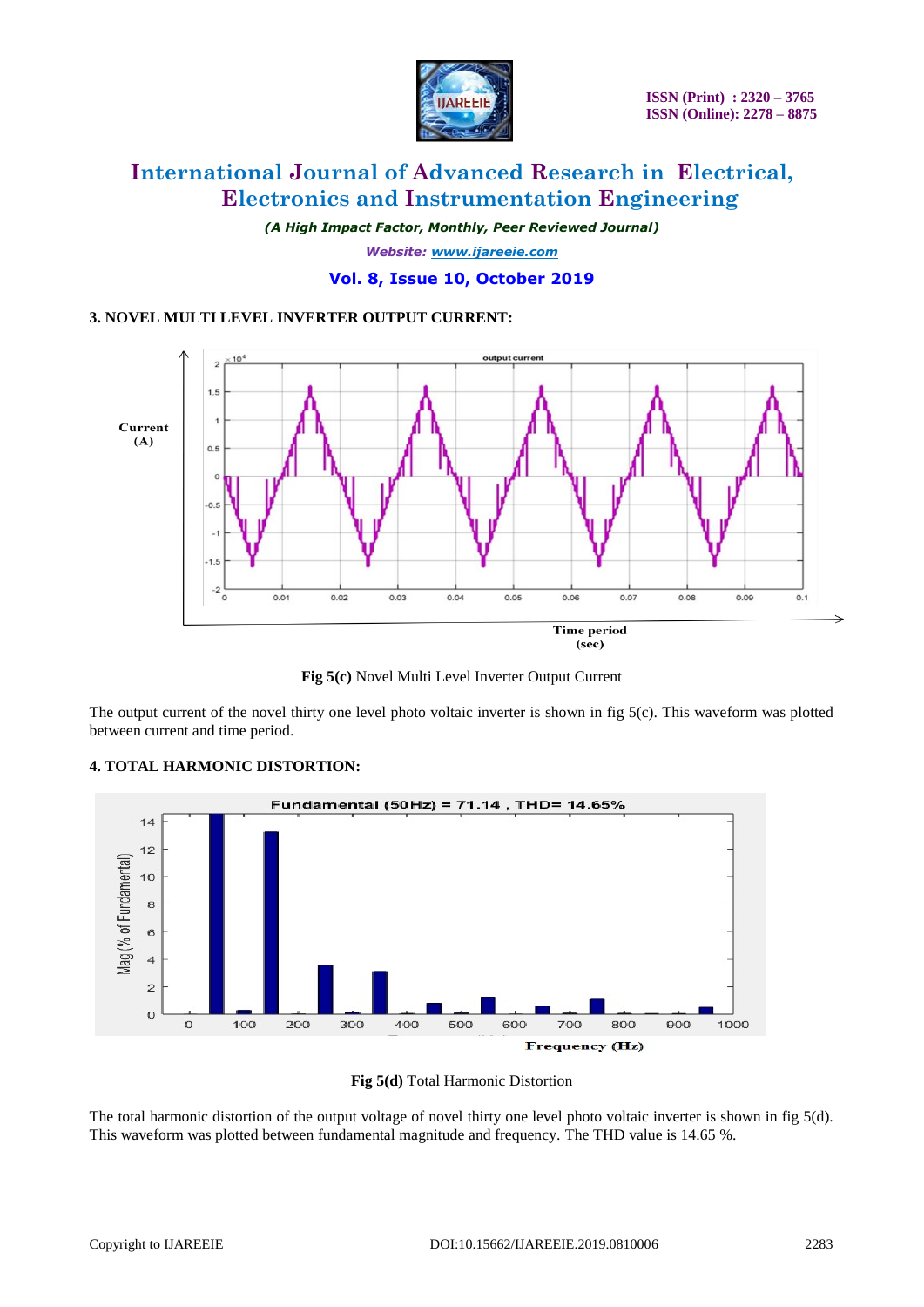### 3. NOVEL MULTI LEVEL INVERTER OUTPUT CURRENT:

Fig 5(c) Novel Multi Level Inverter Output Current

The output current of the novel thirty one level photo voltaic inverter is shown in fig 5(c). This waveform was plotted between current and time period.

### 4. TOTAL HARMONIC DISTORTION:

Fig 5(d) Total Harmonic Distortion

The total harmonic distortion of the output voltage of novel thirty one level photo voltaic inverter is shown in fig 5(d). This waveform was plotted between fundamental magnitude and frequency. The THD value is 14.65 %.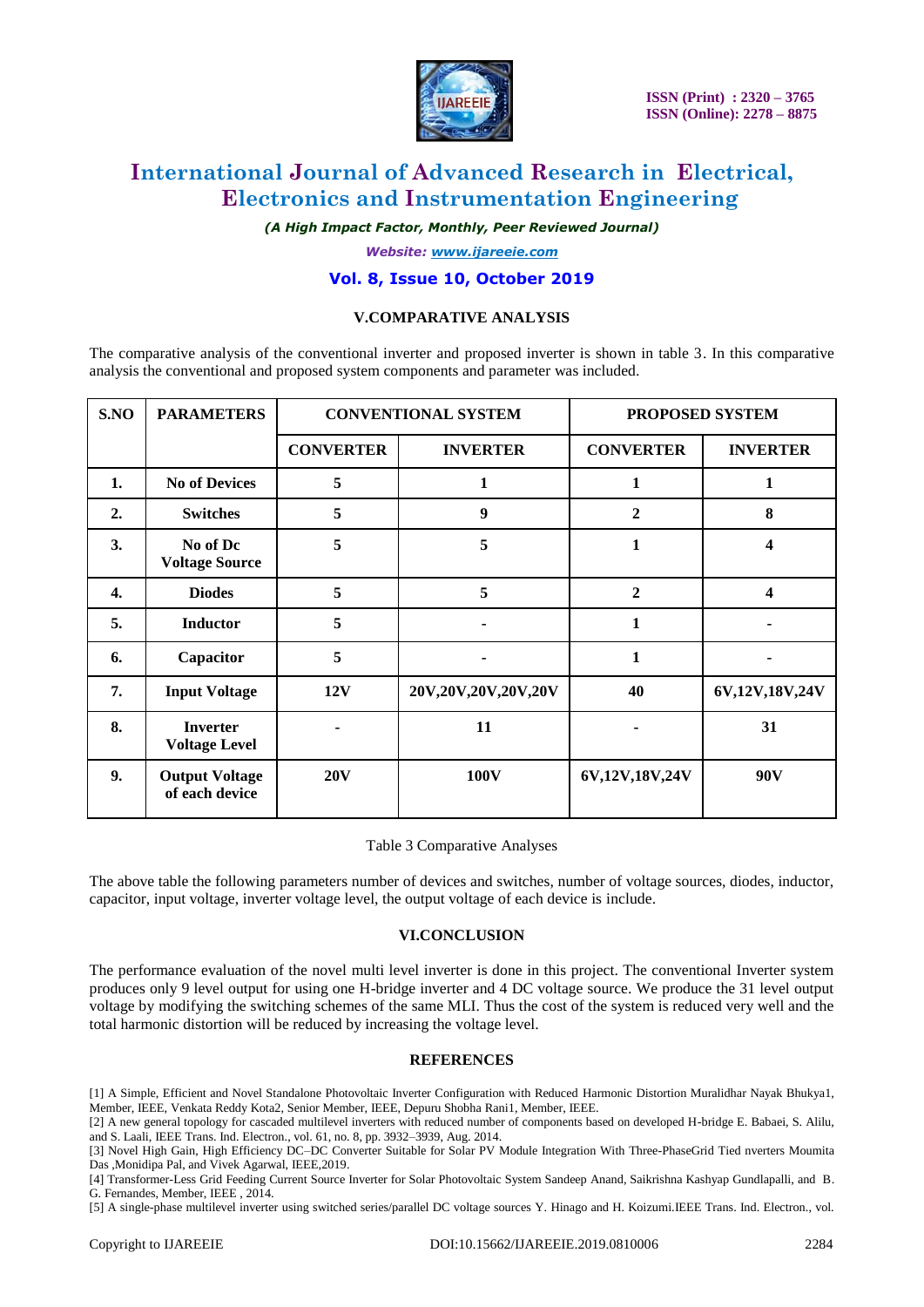## V.COMPARATIVE ANALYSIS

The comparative analysis of the conventional inverter and proposed inverter is shown in table 3. In this comparative analysis the conventional and proposed system components and parameter was included.

| S.NO | PARAMETERS | CONVENTIONAL SYSTEM | | PROPOSED SYSTEM | |
|---|---|---|---|---|---|
| | | CONVERTER | INVERTER | CONVERTER | INVERTER |
| 1. | No of Devices | 5 | 1 | 1 | 1 |
| 2. | Switches | 5 | 9 | 2 | 8 |
| 3. | No of Dc Voltage Source | 5 | 5 | 1 | 4 |
| 4. | Diodes | 5 | 5 | 2 | 4 |
| 5. | Inductor | 5 | - | 1 | - |
| 6. | Capacitor | 5 | - | 1 | - |
| 7. | Input Voltage | 12V | 20V,20V,20V,20V,20V | 40 | 6V,12V,18V,24V |
| 8. | Inverter Voltage Level | - | 11 | - | 31 |
| 9. | Output Voltage of each device | 20V | 100V | 6V,12V,18V,24V | 90V |

Table 3 Comparative Analyses

The above table the following parameters number of devices and switches, number of voltage sources, diodes, inductor, capacitor, input voltage, inverter voltage level, the output voltage of each device is include.

## VI.CONCLUSION

The performance evaluation of the novel multi level inverter is done in this project. The conventional Inverter system produces only 9 level output for using one H-bridge inverter and 4 DC voltage source. We produce the 31 level output voltage by modifying the switching schemes of the same MLI. Thus the cost of the system is reduced very well and the total harmonic distortion will be reduced by increasing the voltage level.

## REFERENCES

[1] A Simple, Efficient and Novel Standalone Photovoltaic Inverter Configuration with Reduced Harmonic Distortion Muralidhar Nayak Bhukya1, Member, IEEE, Venkata Reddy Kota2, Senior Member, IEEE, Depuru Shobha Rani1, Member, IEEE.

[2] A new general topology for cascaded multilevel inverters with reduced number of components based on developed H-bridge E. Babaei, S. Alilu, and S. Laali, IEEE Trans. Ind. Electron., vol. 61, no. 8, pp. 3932–3939, Aug. 2014.

[3] Novel High Gain, High Efficiency DC–DC Converter Suitable for Solar PV Module Integration With Three-PhaseGrid Tied nverters Moumita Das ,Monidipa Pal, and Vivek Agarwal, IEEE,2019.

[4] Transformer-Less Grid Feeding Current Source Inverter for Solar Photovoltaic System Sandeep Anand, Saikrishna Kashyap Gundlapalli, and B. G. Fernandes, Member, IEEE , 2014.

[5] A single-phase multilevel inverter using switched series/parallel DC voltage sources Y. Hinago and H. Koizumi.IEEE Trans. Ind. Electron., vol.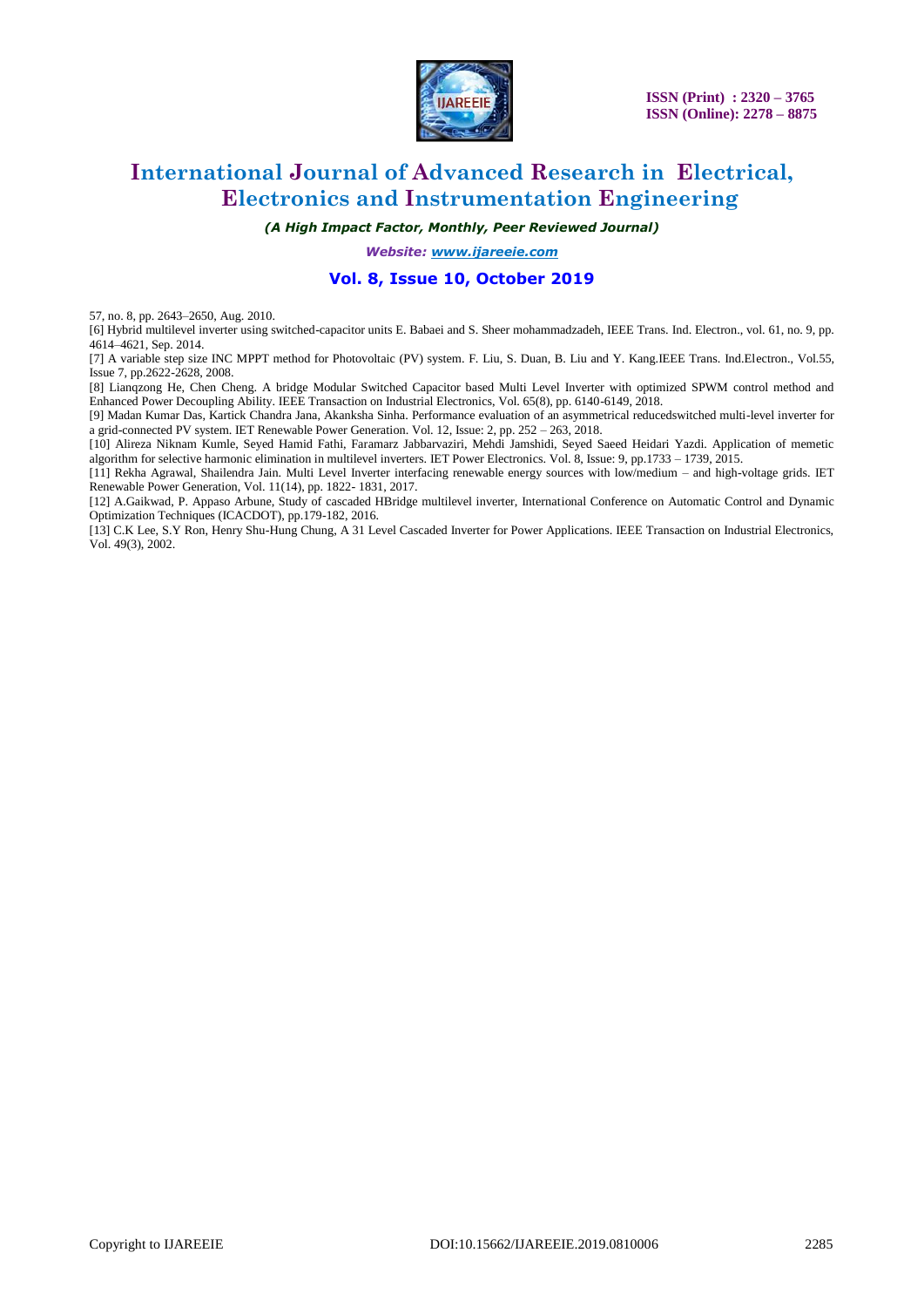57, no. 8, pp. 2643–2650, Aug. 2010.

[6] Hybrid multilevel inverter using switched-capacitor units E. Babaei and S. Sheer mohammadzadeh, IEEE Trans. Ind. Electron., vol. 61, no. 9, pp. 4614–4621, Sep. 2014.

[7] A variable step size INC MPPT method for Photovoltaic (PV) system. F. Liu, S. Duan, B. Liu and Y. Kang.IEEE Trans. Ind.Electron., Vol.55, Issue 7, pp.2622-2628, 2008.

[8] Lianqzong He, Chen Cheng. A bridge Modular Switched Capacitor based Multi Level Inverter with optimized SPWM control method and Enhanced Power Decoupling Ability. IEEE Transaction on Industrial Electronics, Vol. 65(8), pp. 6140-6149, 2018.

[9] Madan Kumar Das, Kartick Chandra Jana, Akanksha Sinha. Performance evaluation of an asymmetrical reducedswitched multi-level inverter for a grid-connected PV system. IET Renewable Power Generation. Vol. 12, Issue: 2, pp. 252 – 263, 2018.

[10] Alireza Niknam Kumle, Seyed Hamid Fathi, Faramarz Jabbarvaziri, Mehdi Jamshidi, Seyed Saeed Heidari Yazdi. Application of memetic algorithm for selective harmonic elimination in multilevel inverters. IET Power Electronics. Vol. 8, Issue: 9, pp.1733 – 1739, 2015.

[11] Rekha Agrawal, Shailendra Jain. Multi Level Inverter interfacing renewable energy sources with low/medium – and high-voltage grids. IET Renewable Power Generation, Vol. 11(14), pp. 1822- 1831, 2017.

[12] A.Gaikwad, P. Appaso Arbune, Study of cascaded HBridge multilevel inverter, International Conference on Automatic Control and Dynamic Optimization Techniques (ICACDOT), pp.179-182, 2016.

[13] C.K Lee, S.Y Ron, Henry Shu-Hung Chung, A 31 Level Cascaded Inverter for Power Applications. IEEE Transaction on Industrial Electronics, Vol. 49(3), 2002.